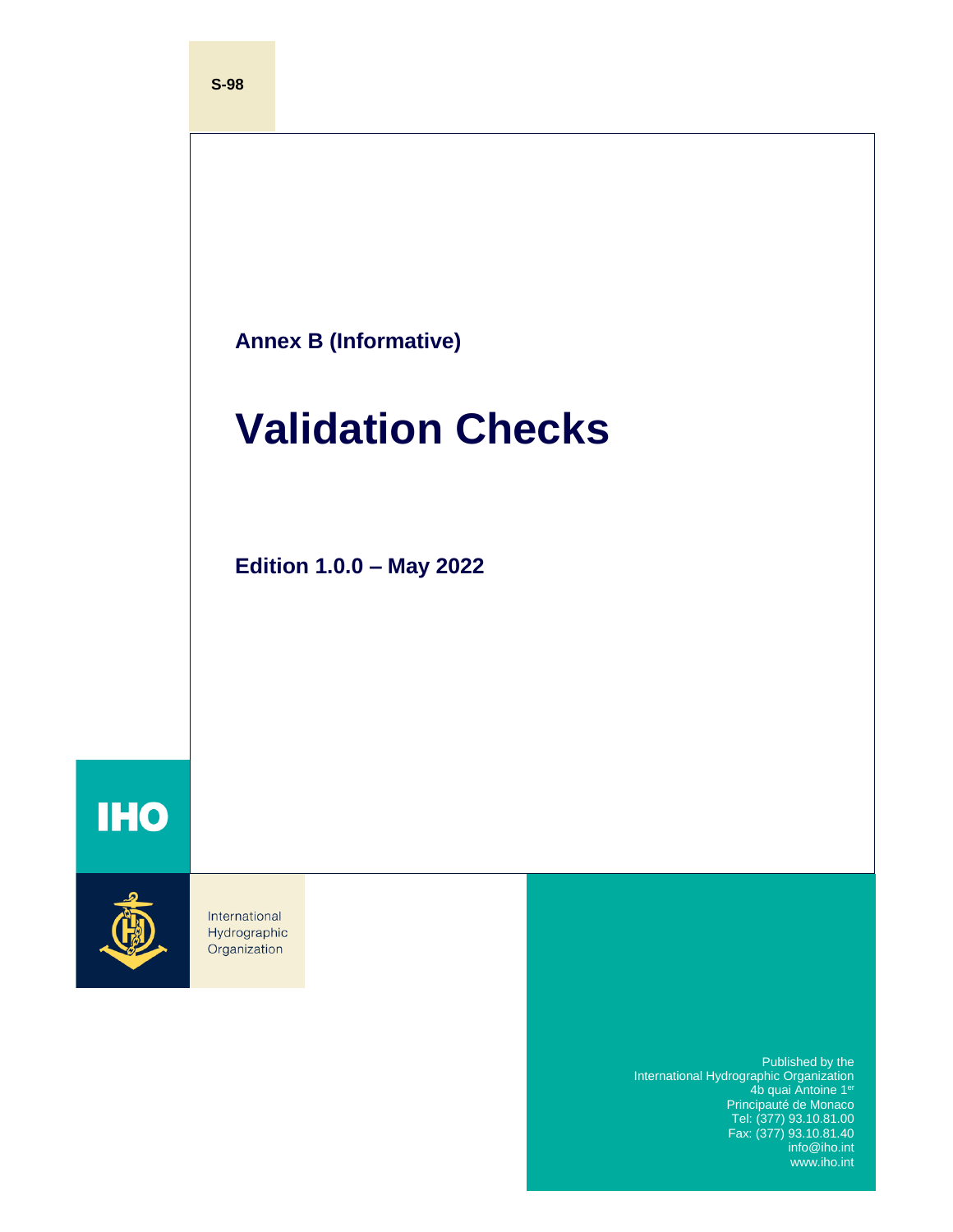**S-98**

**Annex B (Informative)**

# Validation Checks

**Edition 1.0.0 – May 2022**

**IHO**

International
Hydrographic
Organization

Published by the
International Hydrographic Organization
4b quai Antoine 1er
Principauté de Monaco
Tel: (377) 93.10.81.00
Fax: (377) 93.10.81.40
info@iho.int
www.iho.int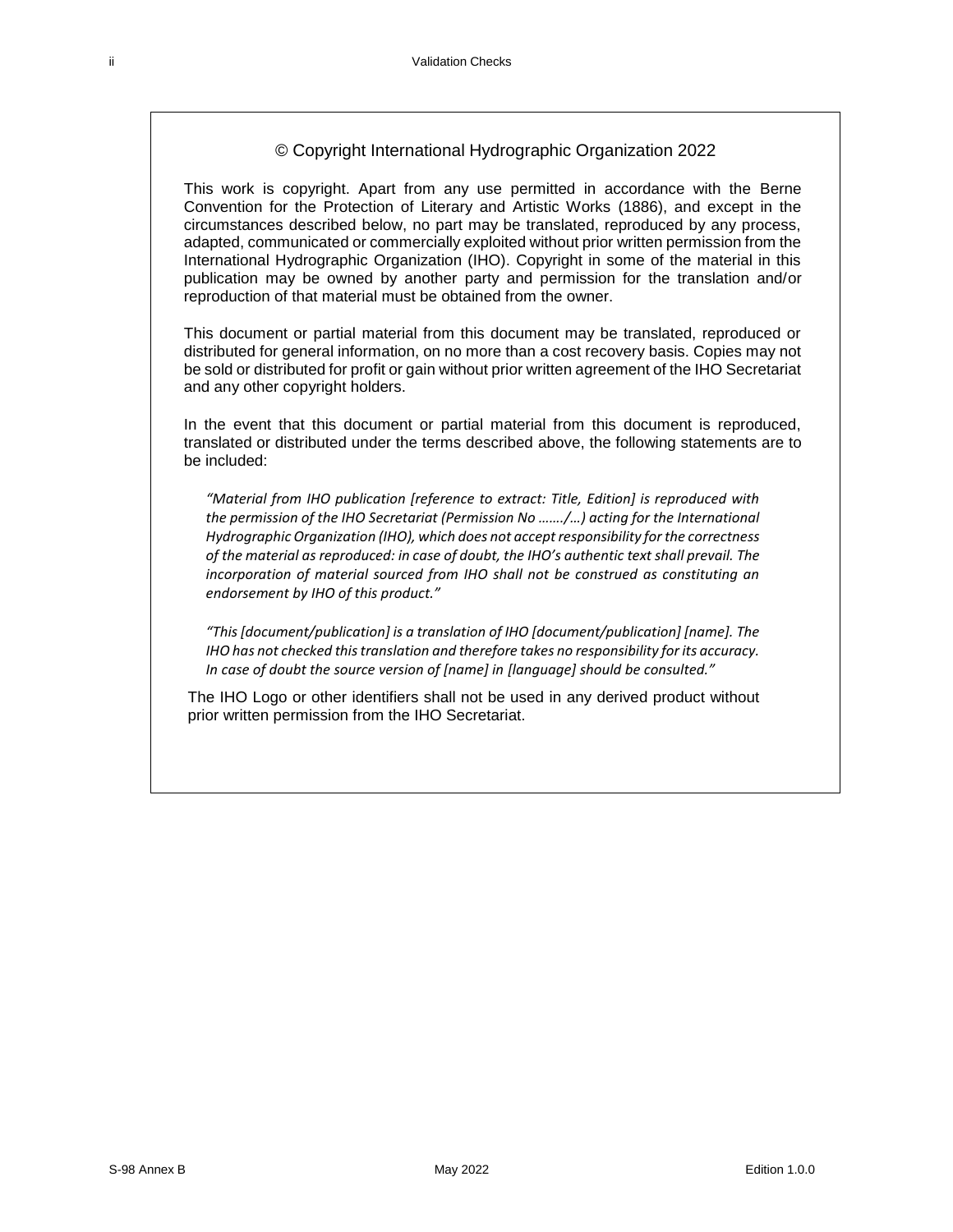© Copyright International Hydrographic Organization 2022

This work is copyright. Apart from any use permitted in accordance with the Berne Convention for the Protection of Literary and Artistic Works (1886), and except in the circumstances described below, no part may be translated, reproduced by any process, adapted, communicated or commercially exploited without prior written permission from the International Hydrographic Organization (IHO). Copyright in some of the material in this publication may be owned by another party and permission for the translation and/or reproduction of that material must be obtained from the owner.

This document or partial material from this document may be translated, reproduced or distributed for general information, on no more than a cost recovery basis. Copies may not be sold or distributed for profit or gain without prior written agreement of the IHO Secretariat and any other copyright holders.

In the event that this document or partial material from this document is reproduced, translated or distributed under the terms described above, the following statements are to be included:

*"Material from IHO publication [reference to extract: Title, Edition] is reproduced with the permission of the IHO Secretariat (Permission No ……./…) acting for the International Hydrographic Organization (IHO), which does not accept responsibility for the correctness of the material as reproduced: in case of doubt, the IHO's authentic text shall prevail. The incorporation of material sourced from IHO shall not be construed as constituting an endorsement by IHO of this product."*

*"This [document/publication] is a translation of IHO [document/publication] [name]. The IHO has not checked this translation and therefore takes no responsibility for its accuracy. In case of doubt the source version of [name] in [language] should be consulted."*

The IHO Logo or other identifiers shall not be used in any derived product without prior written permission from the IHO Secretariat.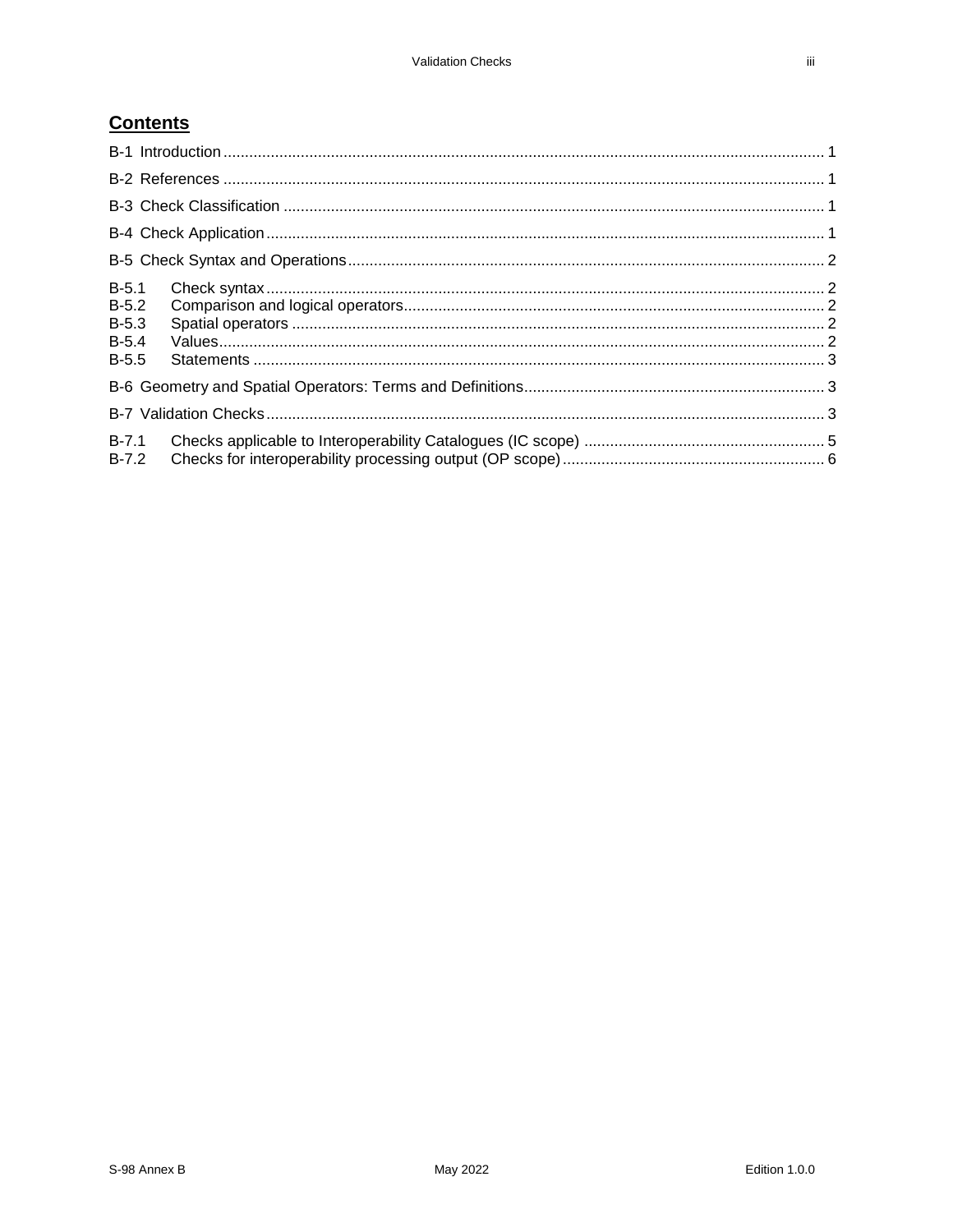## Contents

B-1 Introduction .......... 1

B-2 References .......... 1

B-3 Check Classification .......... 1

B-4 Check Application .......... 1

B-5 Check Syntax and Operations .......... 2

B-5.1 Check syntax .......... 2
B-5.2 Comparison and logical operators .......... 2
B-5.3 Spatial operators .......... 2
B-5.4 Values .......... 2
B-5.5 Statements .......... 3

B-6 Geometry and Spatial Operators: Terms and Definitions .......... 3

B-7 Validation Checks .......... 3

B-7.1 Checks applicable to Interoperability Catalogues (IC scope) .......... 5
B-7.2 Checks for interoperability processing output (OP scope) .......... 6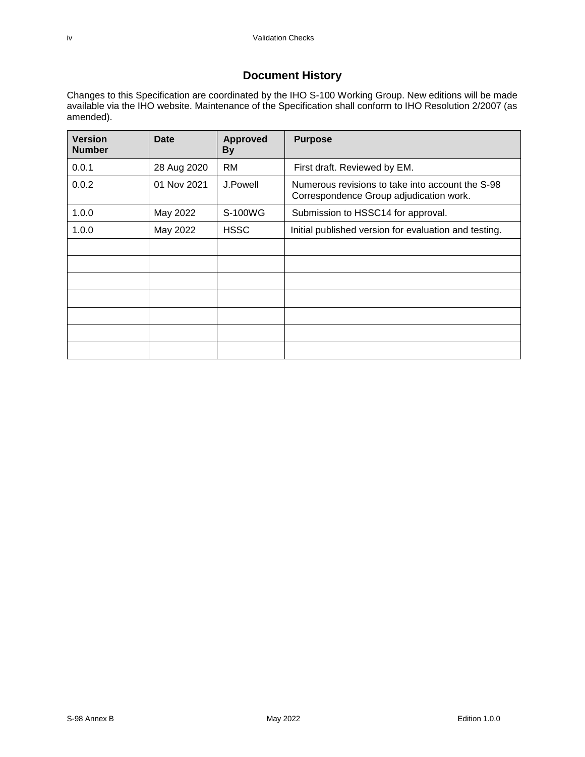## Document History

Changes to this Specification are coordinated by the IHO S-100 Working Group. New editions will be made available via the IHO website. Maintenance of the Specification shall conform to IHO Resolution 2/2007 (as amended).

| Version Number | Date | Approved By | Purpose |
|---|---|---|---|
| 0.0.1 | 28 Aug 2020 | RM | First draft. Reviewed by EM. |
| 0.0.2 | 01 Nov 2021 | J.Powell | Numerous revisions to take into account the S-98 Correspondence Group adjudication work. |
| 1.0.0 | May 2022 | S-100WG | Submission to HSSC14 for approval. |
| 1.0.0 | May 2022 | HSSC | Initial published version for evaluation and testing. |
| | | | |
| | | | |
| | | | |
| | | | |
| | | | |
| | | | |
| | | | |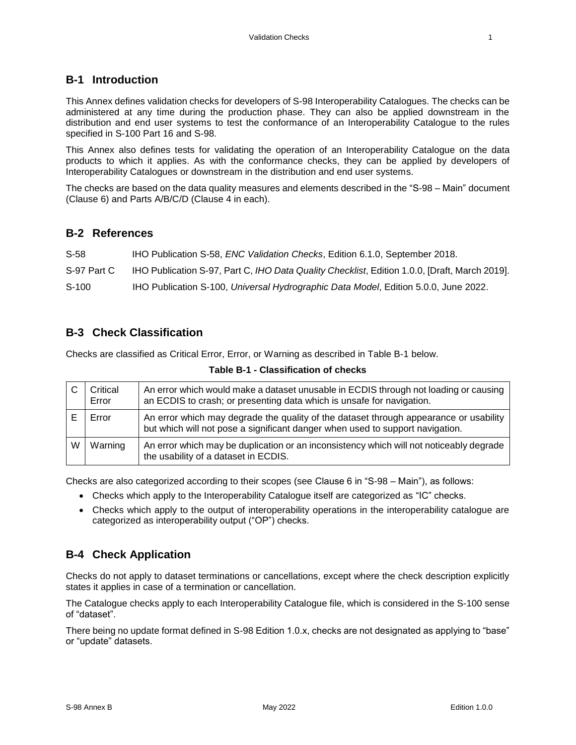## B-1 Introduction

This Annex defines validation checks for developers of S-98 Interoperability Catalogues. The checks can be administered at any time during the production phase. They can also be applied downstream in the distribution and end user systems to test the conformance of an Interoperability Catalogue to the rules specified in S-100 Part 16 and S-98.

This Annex also defines tests for validating the operation of an Interoperability Catalogue on the data products to which it applies. As with the conformance checks, they can be applied by developers of Interoperability Catalogues or downstream in the distribution and end user systems.

The checks are based on the data quality measures and elements described in the "S-98 – Main" document (Clause 6) and Parts A/B/C/D (Clause 4 in each).

## B-2 References

| | |
|---|---|
| S-58 | IHO Publication S-58, *ENC Validation Checks*, Edition 6.1.0, September 2018. |
| S-97 Part C | IHO Publication S-97, Part C, *IHO Data Quality Checklist*, Edition 1.0.0, [Draft, March 2019]. |
| S-100 | IHO Publication S-100, *Universal Hydrographic Data Model*, Edition 5.0.0, June 2022. |

## B-3 Check Classification

Checks are classified as Critical Error, Error, or Warning as described in Table B-1 below.

**Table B-1 - Classification of checks**

| | | |
|---|---|---|
| C | Critical Error | An error which would make a dataset unusable in ECDIS through not loading or causing an ECDIS to crash; or presenting data which is unsafe for navigation. |
| E | Error | An error which may degrade the quality of the dataset through appearance or usability but which will not pose a significant danger when used to support navigation. |
| W | Warning | An error which may be duplication or an inconsistency which will not noticeably degrade the usability of a dataset in ECDIS. |

Checks are also categorized according to their scopes (see Clause 6 in "S-98 – Main"), as follows:

- Checks which apply to the Interoperability Catalogue itself are categorized as "IC" checks.
- Checks which apply to the output of interoperability operations in the interoperability catalogue are categorized as interoperability output ("OP") checks.

## B-4 Check Application

Checks do not apply to dataset terminations or cancellations, except where the check description explicitly states it applies in case of a termination or cancellation.

The Catalogue checks apply to each Interoperability Catalogue file, which is considered in the S-100 sense of "dataset".

There being no update format defined in S-98 Edition 1.0.x, checks are not designated as applying to "base" or "update" datasets.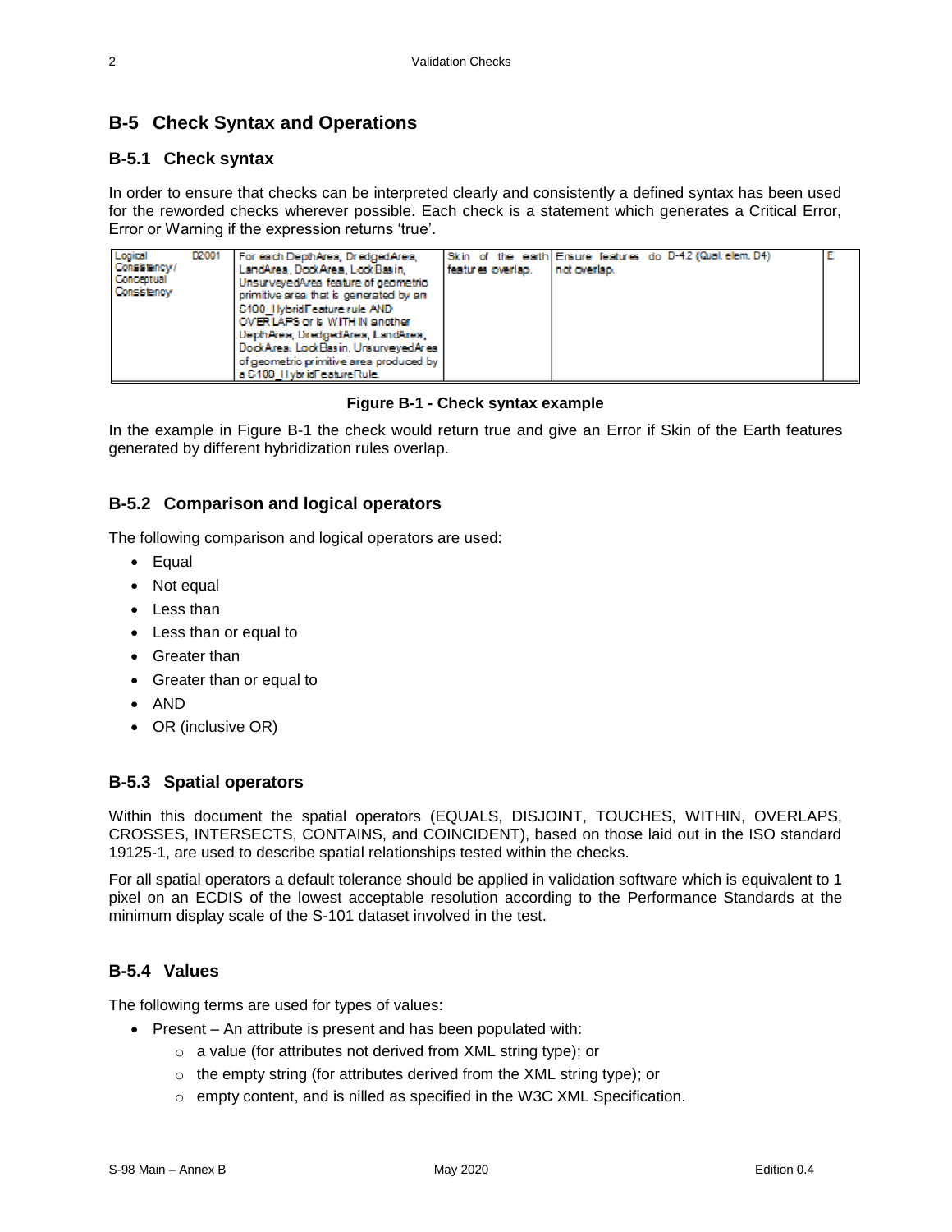## B-5 Check Syntax and Operations

### B-5.1 Check syntax

In order to ensure that checks can be interpreted clearly and consistently a defined syntax has been used for the reworded checks wherever possible. Each check is a statement which generates a Critical Error, Error or Warning if the expression returns 'true'.

| Logical Consistency / Conceptual Consistency | D2001 | For each DepthArea, DredgedArea, LandArea, DockArea, LockBasin, UnsurveyedArea feature of geometric primitive area that is generated by an S100_HybridFeature rule AND OVERLAPS or is WITHIN another DepthArea, DredgedArea, LandArea, DockArea, LockBasin, UnsurveyedArea of geometric primitive area produced by a S100_HybridFeatureRule. | Skin of the earth features overlap. | Ensure features do not overlap. | D-4.2 (Qual. elem. D4) | E |
|---|---|---|---|---|---|---|

**Figure B-1 - Check syntax example**

In the example in Figure B-1 the check would return true and give an Error if Skin of the Earth features generated by different hybridization rules overlap.

### B-5.2 Comparison and logical operators

The following comparison and logical operators are used:

- Equal
- Not equal
- Less than
- Less than or equal to
- Greater than
- Greater than or equal to
- AND
- OR (inclusive OR)

### B-5.3 Spatial operators

Within this document the spatial operators (EQUALS, DISJOINT, TOUCHES, WITHIN, OVERLAPS, CROSSES, INTERSECTS, CONTAINS, and COINCIDENT), based on those laid out in the ISO standard 19125-1, are used to describe spatial relationships tested within the checks.

For all spatial operators a default tolerance should be applied in validation software which is equivalent to 1 pixel on an ECDIS of the lowest acceptable resolution according to the Performance Standards at the minimum display scale of the S-101 dataset involved in the test.

### B-5.4 Values

The following terms are used for types of values:

- Present – An attribute is present and has been populated with:
  - a value (for attributes not derived from XML string type); or
  - the empty string (for attributes derived from the XML string type); or
  - empty content, and is nilled as specified in the W3C XML Specification.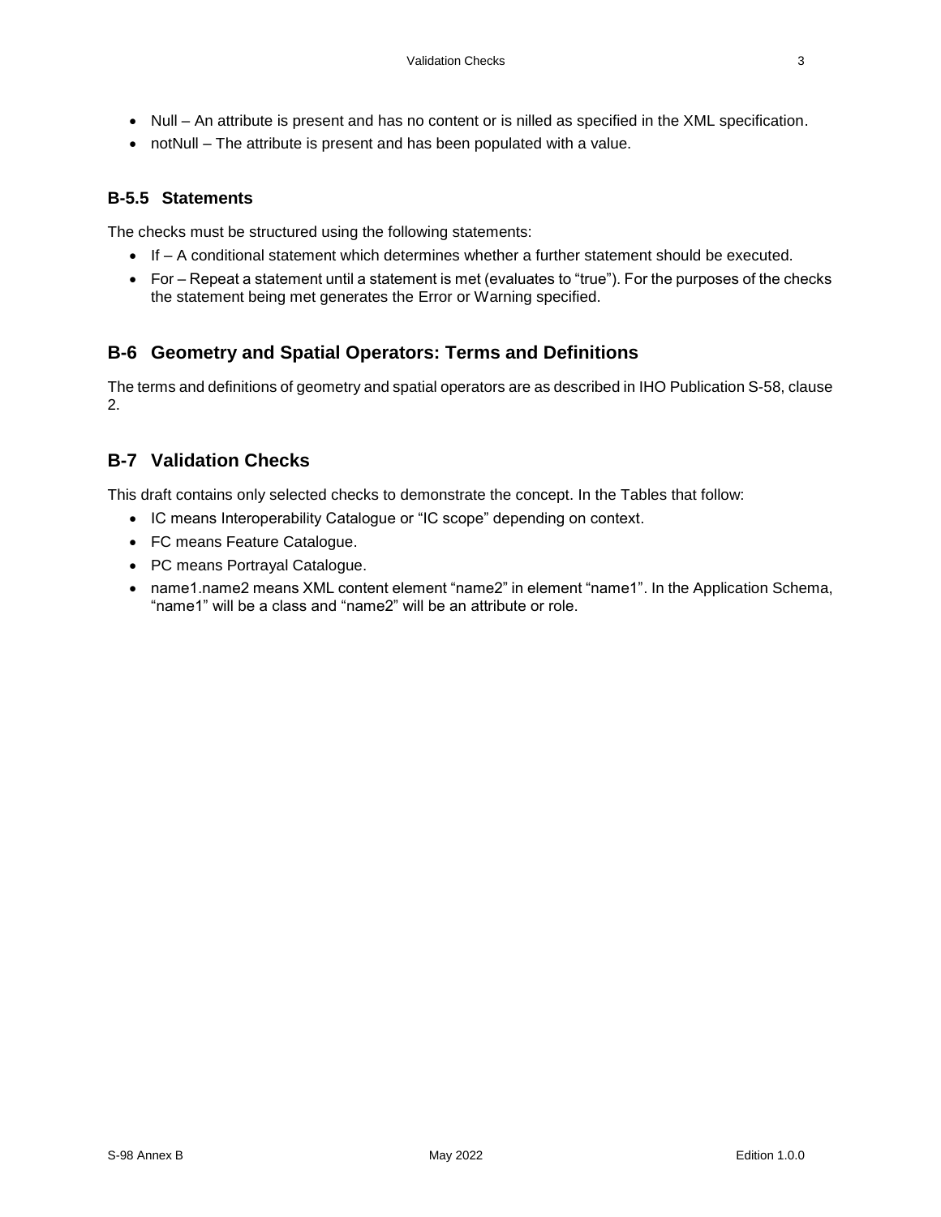- Null – An attribute is present and has no content or is nilled as specified in the XML specification.
- notNull – The attribute is present and has been populated with a value.

### B-5.5 Statements

The checks must be structured using the following statements:

- If – A conditional statement which determines whether a further statement should be executed.
- For – Repeat a statement until a statement is met (evaluates to "true"). For the purposes of the checks the statement being met generates the Error or Warning specified.

## B-6 Geometry and Spatial Operators: Terms and Definitions

The terms and definitions of geometry and spatial operators are as described in IHO Publication S-58, clause 2.

## B-7 Validation Checks

This draft contains only selected checks to demonstrate the concept. In the Tables that follow:

- IC means Interoperability Catalogue or "IC scope" depending on context.
- FC means Feature Catalogue.
- PC means Portrayal Catalogue.
- name1.name2 means XML content element "name2" in element "name1". In the Application Schema, "name1" will be a class and "name2" will be an attribute or role.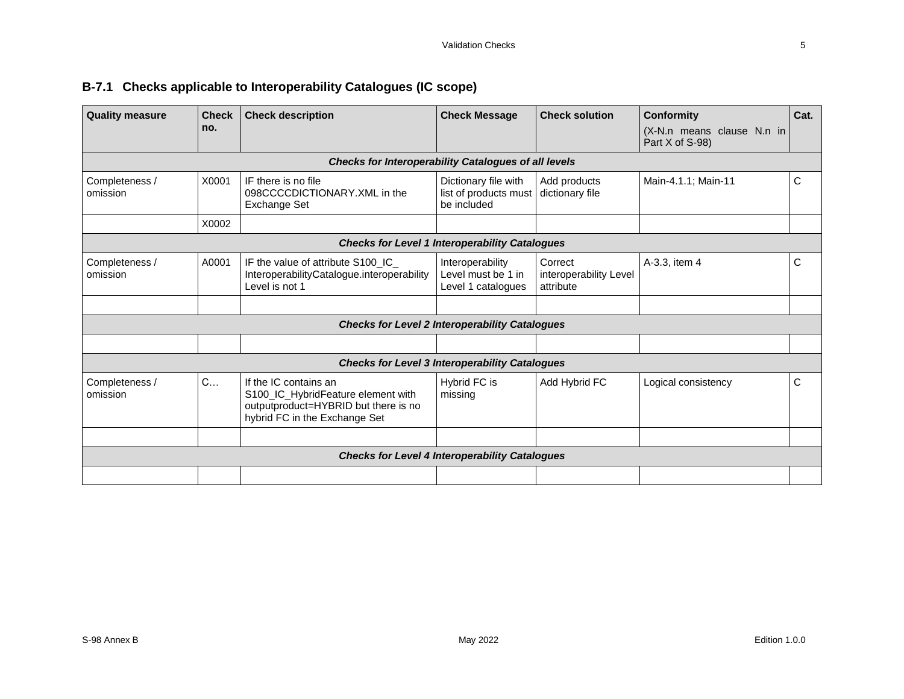### B-7.1 Checks applicable to Interoperability Catalogues (IC scope)

| Quality measure | Check no. | Check description | Check Message | Check solution | Conformity (X-N.n means clause N.n in Part X of S-98) | Cat. |
|---|---|---|---|---|---|---|
| ***Checks for Interoperability Catalogues of all levels*** | | | | | | |
| Completeness / omission | X0001 | IF there is no file 098CCCCDICTIONARY.XML in the Exchange Set | Dictionary file with list of products must be included | Add products dictionary file | Main-4.1.1; Main-11 | C |
| | X0002 | | | | | |
| ***Checks for Level 1 Interoperability Catalogues*** | | | | | | |
| Completeness / omission | A0001 | IF the value of attribute S100_IC_ InteroperabilityCatalogue.interoperability Level is not 1 | Interoperability Level must be 1 in Level 1 catalogues | Correct interoperability Level attribute | A-3.3, item 4 | C |
| | | | | | | |
| ***Checks for Level 2 Interoperability Catalogues*** | | | | | | |
| | | | | | | |
| ***Checks for Level 3 Interoperability Catalogues*** | | | | | | |
| Completeness / omission | C… | If the IC contains an S100_IC_HybridFeature element with outputproduct=HYBRID but there is no hybrid FC in the Exchange Set | Hybrid FC is missing | Add Hybrid FC | Logical consistency | C |
| | | | | | | |
| ***Checks for Level 4 Interoperability Catalogues*** | | | | | | |
| | | | | | | |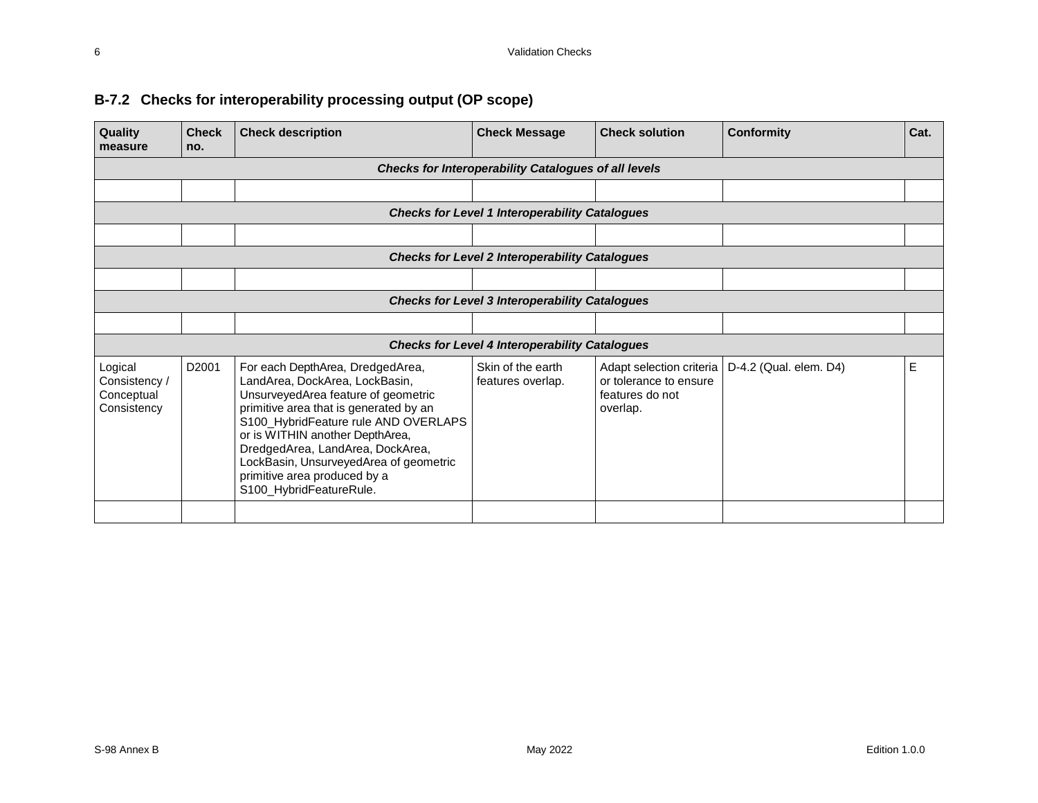### B-7.2 Checks for interoperability processing output (OP scope)

| Quality measure | Check no. | Check description | Check Message | Check solution | Conformity | Cat. |
|---|---|---|---|---|---|---|
| ***Checks for Interoperability Catalogues of all levels*** | | | | | | |
| | | | | | | |
| ***Checks for Level 1 Interoperability Catalogues*** | | | | | | |
| | | | | | | |
| ***Checks for Level 2 Interoperability Catalogues*** | | | | | | |
| | | | | | | |
| ***Checks for Level 3 Interoperability Catalogues*** | | | | | | |
| | | | | | | |
| ***Checks for Level 4 Interoperability Catalogues*** | | | | | | |
| Logical Consistency / Conceptual Consistency | D2001 | For each DepthArea, DredgedArea, LandArea, DockArea, LockBasin, UnsurveyedArea feature of geometric primitive area that is generated by an S100_HybridFeature rule AND OVERLAPS or is WITHIN another DepthArea, DredgedArea, LandArea, DockArea, LockBasin, UnsurveyedArea of geometric primitive area produced by a S100_HybridFeatureRule. | Skin of the earth features overlap. | Adapt selection criteria or tolerance to ensure features do not overlap. | D-4.2 (Qual. elem. D4) | E |
| | | | | | | |